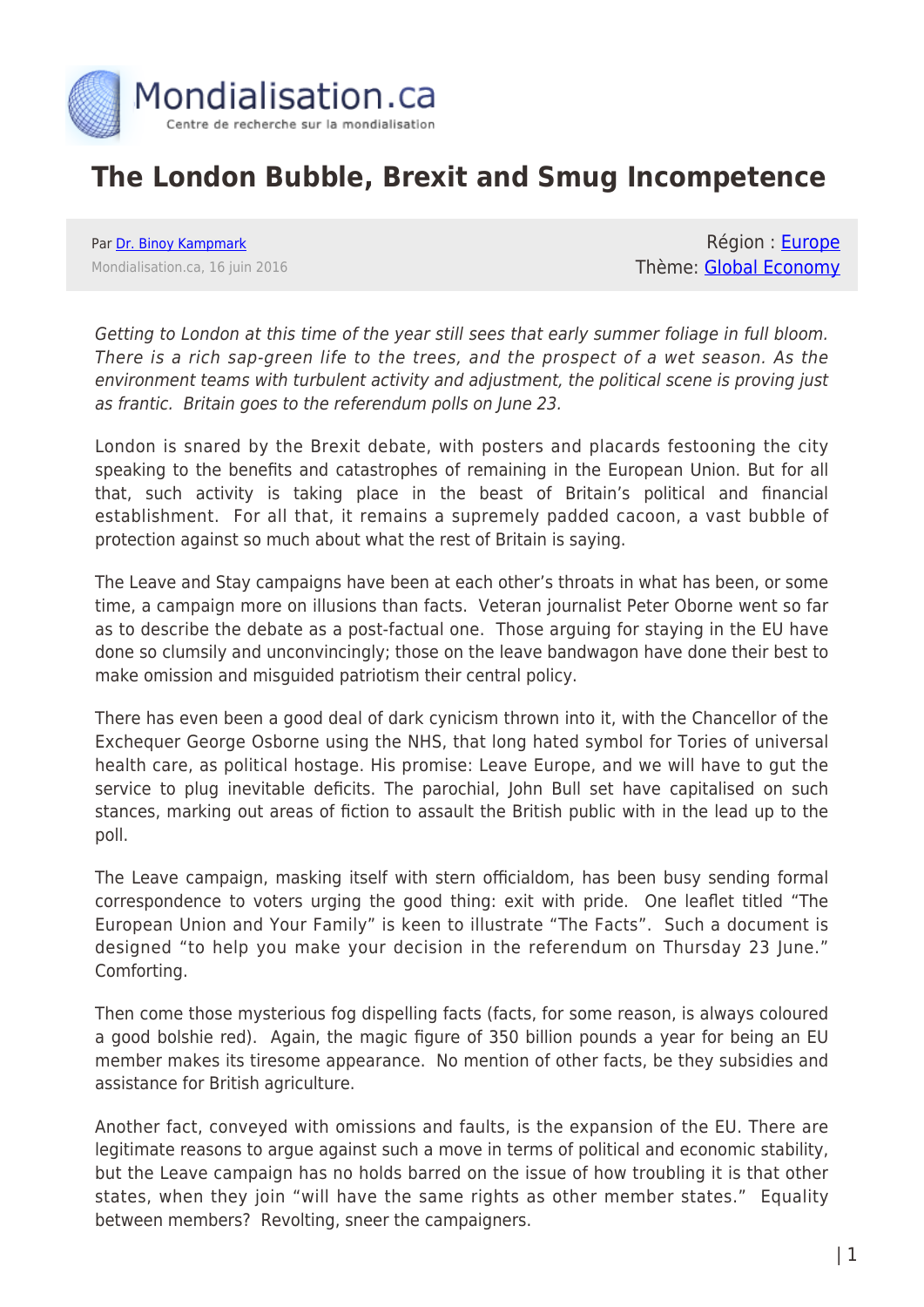# The London Bubble, Brexit and Smug Incompetence

Par [Dr. Binoy Kampmark](https://www.mondialisation.ca/author/binoy-kampmark)
Mondialisation.ca, 16 juin 2016

Région : [Europe](https://www.mondialisation.ca/region/europe)
Thème: [Global Economy](https://www.mondialisation.ca/theme/global-economy)

*Getting to London at this time of the year still sees that early summer foliage in full bloom. There is a rich sap-green life to the trees, and the prospect of a wet season. As the environment teams with turbulent activity and adjustment, the political scene is proving just as frantic. Britain goes to the referendum polls on June 23.*

London is snared by the Brexit debate, with posters and placards festooning the city speaking to the benefits and catastrophes of remaining in the European Union. But for all that, such activity is taking place in the beast of Britain's political and financial establishment. For all that, it remains a supremely padded cacoon, a vast bubble of protection against so much about what the rest of Britain is saying.

The Leave and Stay campaigns have been at each other's throats in what has been, or some time, a campaign more on illusions than facts. Veteran journalist Peter Oborne went so far as to describe the debate as a post-factual one. Those arguing for staying in the EU have done so clumsily and unconvincingly; those on the leave bandwagon have done their best to make omission and misguided patriotism their central policy.

There has even been a good deal of dark cynicism thrown into it, with the Chancellor of the Exchequer George Osborne using the NHS, that long hated symbol for Tories of universal health care, as political hostage. His promise: Leave Europe, and we will have to gut the service to plug inevitable deficits. The parochial, John Bull set have capitalised on such stances, marking out areas of fiction to assault the British public with in the lead up to the poll.

The Leave campaign, masking itself with stern officialdom, has been busy sending formal correspondence to voters urging the good thing: exit with pride. One leaflet titled "The European Union and Your Family" is keen to illustrate "The Facts". Such a document is designed "to help you make your decision in the referendum on Thursday 23 June." Comforting.

Then come those mysterious fog dispelling facts (facts, for some reason, is always coloured a good bolshie red). Again, the magic figure of 350 billion pounds a year for being an EU member makes its tiresome appearance. No mention of other facts, be they subsidies and assistance for British agriculture.

Another fact, conveyed with omissions and faults, is the expansion of the EU. There are legitimate reasons to argue against such a move in terms of political and economic stability, but the Leave campaign has no holds barred on the issue of how troubling it is that other states, when they join "will have the same rights as other member states." Equality between members? Revolting, sneer the campaigners.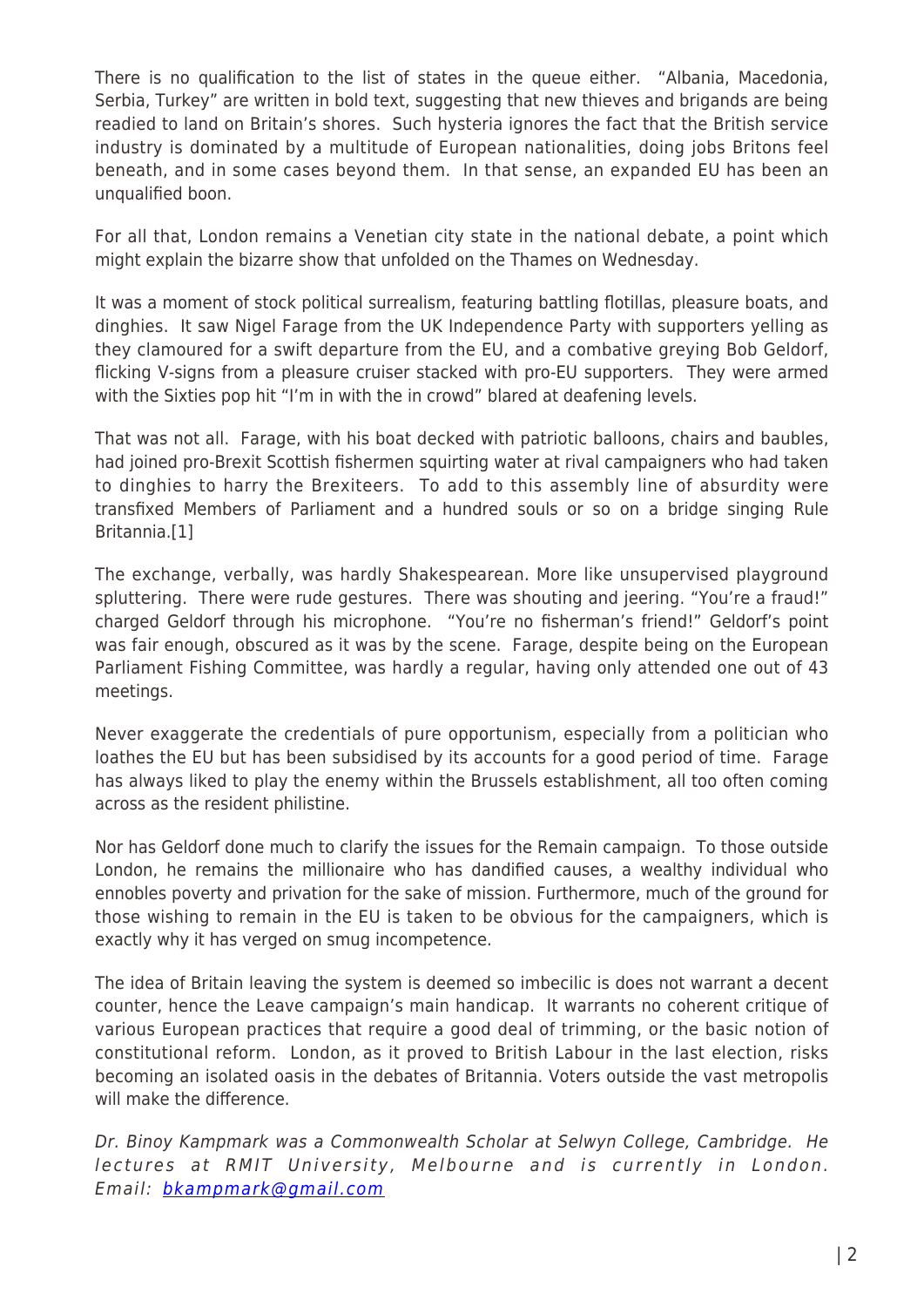There is no qualification to the list of states in the queue either. "Albania, Macedonia, Serbia, Turkey" are written in bold text, suggesting that new thieves and brigands are being readied to land on Britain's shores. Such hysteria ignores the fact that the British service industry is dominated by a multitude of European nationalities, doing jobs Britons feel beneath, and in some cases beyond them. In that sense, an expanded EU has been an unqualified boon.

For all that, London remains a Venetian city state in the national debate, a point which might explain the bizarre show that unfolded on the Thames on Wednesday.

It was a moment of stock political surrealism, featuring battling flotillas, pleasure boats, and dinghies. It saw Nigel Farage from the UK Independence Party with supporters yelling as they clamoured for a swift departure from the EU, and a combative greying Bob Geldorf, flicking V-signs from a pleasure cruiser stacked with pro-EU supporters. They were armed with the Sixties pop hit "I'm in with the in crowd" blared at deafening levels.

That was not all. Farage, with his boat decked with patriotic balloons, chairs and baubles, had joined pro-Brexit Scottish fishermen squirting water at rival campaigners who had taken to dinghies to harry the Brexiteers. To add to this assembly line of absurdity were transfixed Members of Parliament and a hundred souls or so on a bridge singing Rule Britannia.[1]

The exchange, verbally, was hardly Shakespearean. More like unsupervised playground spluttering. There were rude gestures. There was shouting and jeering. "You're a fraud!" charged Geldorf through his microphone. "You're no fisherman's friend!" Geldorf's point was fair enough, obscured as it was by the scene. Farage, despite being on the European Parliament Fishing Committee, was hardly a regular, having only attended one out of 43 meetings.

Never exaggerate the credentials of pure opportunism, especially from a politician who loathes the EU but has been subsidised by its accounts for a good period of time. Farage has always liked to play the enemy within the Brussels establishment, all too often coming across as the resident philistine.

Nor has Geldorf done much to clarify the issues for the Remain campaign. To those outside London, he remains the millionaire who has dandified causes, a wealthy individual who ennobles poverty and privation for the sake of mission. Furthermore, much of the ground for those wishing to remain in the EU is taken to be obvious for the campaigners, which is exactly why it has verged on smug incompetence.

The idea of Britain leaving the system is deemed so imbecilic is does not warrant a decent counter, hence the Leave campaign's main handicap. It warrants no coherent critique of various European practices that require a good deal of trimming, or the basic notion of constitutional reform. London, as it proved to British Labour in the last election, risks becoming an isolated oasis in the debates of Britannia. Voters outside the vast metropolis will make the difference.

*Dr. Binoy Kampmark was a Commonwealth Scholar at Selwyn College, Cambridge. He lectures at RMIT University, Melbourne and is currently in London. Email: bkampmark@gmail.com*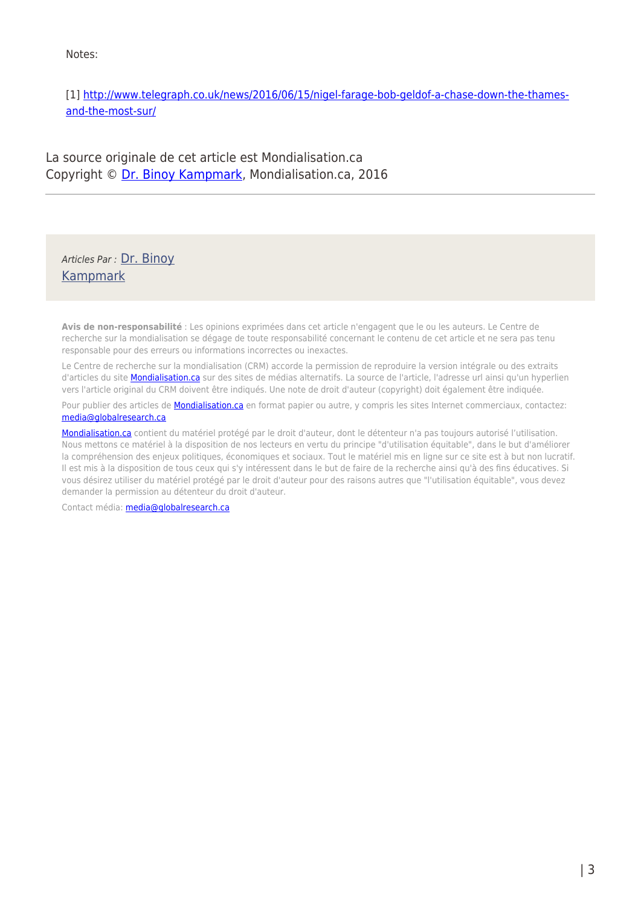Notes:

[1] http://www.telegraph.co.uk/news/2016/06/15/nigel-farage-bob-geldof-a-chase-down-the-thames-and-the-most-sur/

La source originale de cet article est Mondialisation.ca
Copyright © Dr. Binoy Kampmark, Mondialisation.ca, 2016

---

*Articles Par :* Dr. Binoy Kampmark

**Avis de non-responsabilité** : Les opinions exprimées dans cet article n'engagent que le ou les auteurs. Le Centre de recherche sur la mondialisation se dégage de toute responsabilité concernant le contenu de cet article et ne sera pas tenu responsable pour des erreurs ou informations incorrectes ou inexactes.

Le Centre de recherche sur la mondialisation (CRM) accorde la permission de reproduire la version intégrale ou des extraits d'articles du site Mondialisation.ca sur des sites de médias alternatifs. La source de l'article, l'adresse url ainsi qu'un hyperlien vers l'article original du CRM doivent être indiqués. Une note de droit d'auteur (copyright) doit également être indiquée.

Pour publier des articles de Mondialisation.ca en format papier ou autre, y compris les sites Internet commerciaux, contactez: media@globalresearch.ca

Mondialisation.ca contient du matériel protégé par le droit d'auteur, dont le détenteur n'a pas toujours autorisé l'utilisation. Nous mettons ce matériel à la disposition de nos lecteurs en vertu du principe "d'utilisation équitable", dans le but d'améliorer la compréhension des enjeux politiques, économiques et sociaux. Tout le matériel mis en ligne sur ce site est à but non lucratif. Il est mis à la disposition de tous ceux qui s'y intéressent dans le but de faire de la recherche ainsi qu'à des fins éducatives. Si vous désirez utiliser du matériel protégé par le droit d'auteur pour des raisons autres que "l'utilisation équitable", vous devez demander la permission au détenteur du droit d'auteur.

Contact média: media@globalresearch.ca